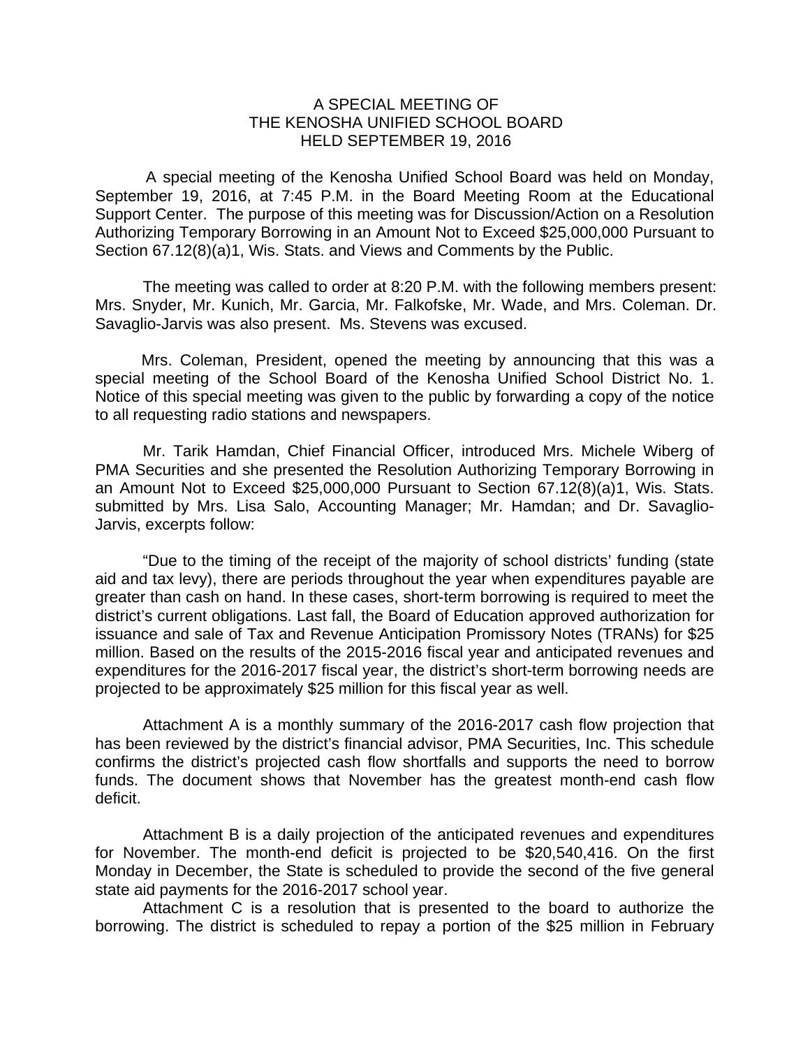# A SPECIAL MEETING OF THE KENOSHA UNIFIED SCHOOL BOARD HELD SEPTEMBER 19, 2016

A special meeting of the Kenosha Unified School Board was held on Monday, September 19, 2016, at 7:45 P.M. in the Board Meeting Room at the Educational Support Center. The purpose of this meeting was for Discussion/Action on a Resolution Authorizing Temporary Borrowing in an Amount Not to Exceed $25,000,000 Pursuant to Section 67.12(8)(a)1, Wis. Stats. and Views and Comments by the Public.

The meeting was called to order at 8:20 P.M. with the following members present: Mrs. Snyder, Mr. Kunich, Mr. Garcia, Mr. Falkofske, Mr. Wade, and Mrs. Coleman. Dr. Savaglio-Jarvis was also present. Ms. Stevens was excused.

Mrs. Coleman, President, opened the meeting by announcing that this was a special meeting of the School Board of the Kenosha Unified School District No. 1. Notice of this special meeting was given to the public by forwarding a copy of the notice to all requesting radio stations and newspapers.

Mr. Tarik Hamdan, Chief Financial Officer, introduced Mrs. Michele Wiberg of PMA Securities and she presented the Resolution Authorizing Temporary Borrowing in an Amount Not to Exceed $25,000,000 Pursuant to Section 67.12(8)(a)1, Wis. Stats. submitted by Mrs. Lisa Salo, Accounting Manager; Mr. Hamdan; and Dr. Savaglio-Jarvis, excerpts follow:

"Due to the timing of the receipt of the majority of school districts' funding (state aid and tax levy), there are periods throughout the year when expenditures payable are greater than cash on hand. In these cases, short-term borrowing is required to meet the district's current obligations. Last fall, the Board of Education approved authorization for issuance and sale of Tax and Revenue Anticipation Promissory Notes (TRANs) for $25 million. Based on the results of the 2015-2016 fiscal year and anticipated revenues and expenditures for the 2016-2017 fiscal year, the district's short-term borrowing needs are projected to be approximately $25 million for this fiscal year as well.

Attachment A is a monthly summary of the 2016-2017 cash flow projection that has been reviewed by the district's financial advisor, PMA Securities, Inc. This schedule confirms the district's projected cash flow shortfalls and supports the need to borrow funds. The document shows that November has the greatest month-end cash flow deficit.

Attachment B is a daily projection of the anticipated revenues and expenditures for November. The month-end deficit is projected to be $20,540,416. On the first Monday in December, the State is scheduled to provide the second of the five general state aid payments for the 2016-2017 school year.

Attachment C is a resolution that is presented to the board to authorize the borrowing. The district is scheduled to repay a portion of the $25 million in February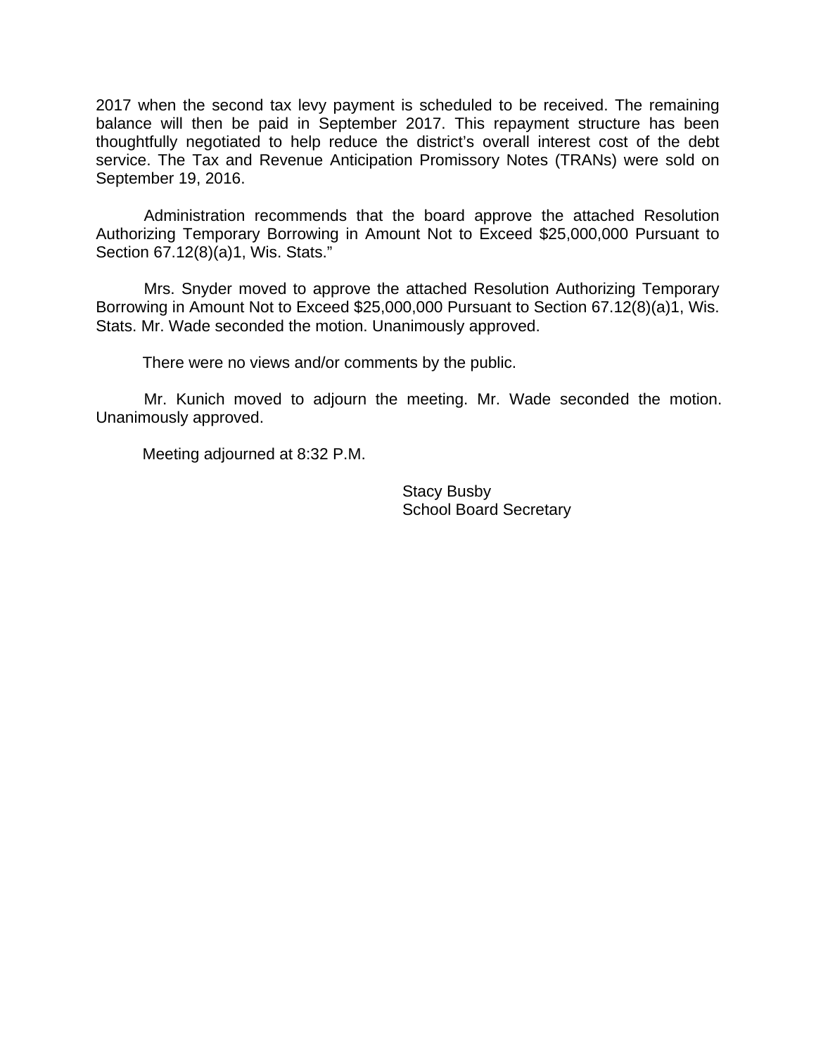2017 when the second tax levy payment is scheduled to be received. The remaining balance will then be paid in September 2017. This repayment structure has been thoughtfully negotiated to help reduce the district's overall interest cost of the debt service. The Tax and Revenue Anticipation Promissory Notes (TRANs) were sold on September 19, 2016.

Administration recommends that the board approve the attached Resolution Authorizing Temporary Borrowing in Amount Not to Exceed $25,000,000 Pursuant to Section 67.12(8)(a)1, Wis. Stats."

Mrs. Snyder moved to approve the attached Resolution Authorizing Temporary Borrowing in Amount Not to Exceed $25,000,000 Pursuant to Section 67.12(8)(a)1, Wis. Stats. Mr. Wade seconded the motion. Unanimously approved.

There were no views and/or comments by the public.

Mr. Kunich moved to adjourn the meeting. Mr. Wade seconded the motion. Unanimously approved.

Meeting adjourned at 8:32 P.M.

Stacy Busby
School Board Secretary